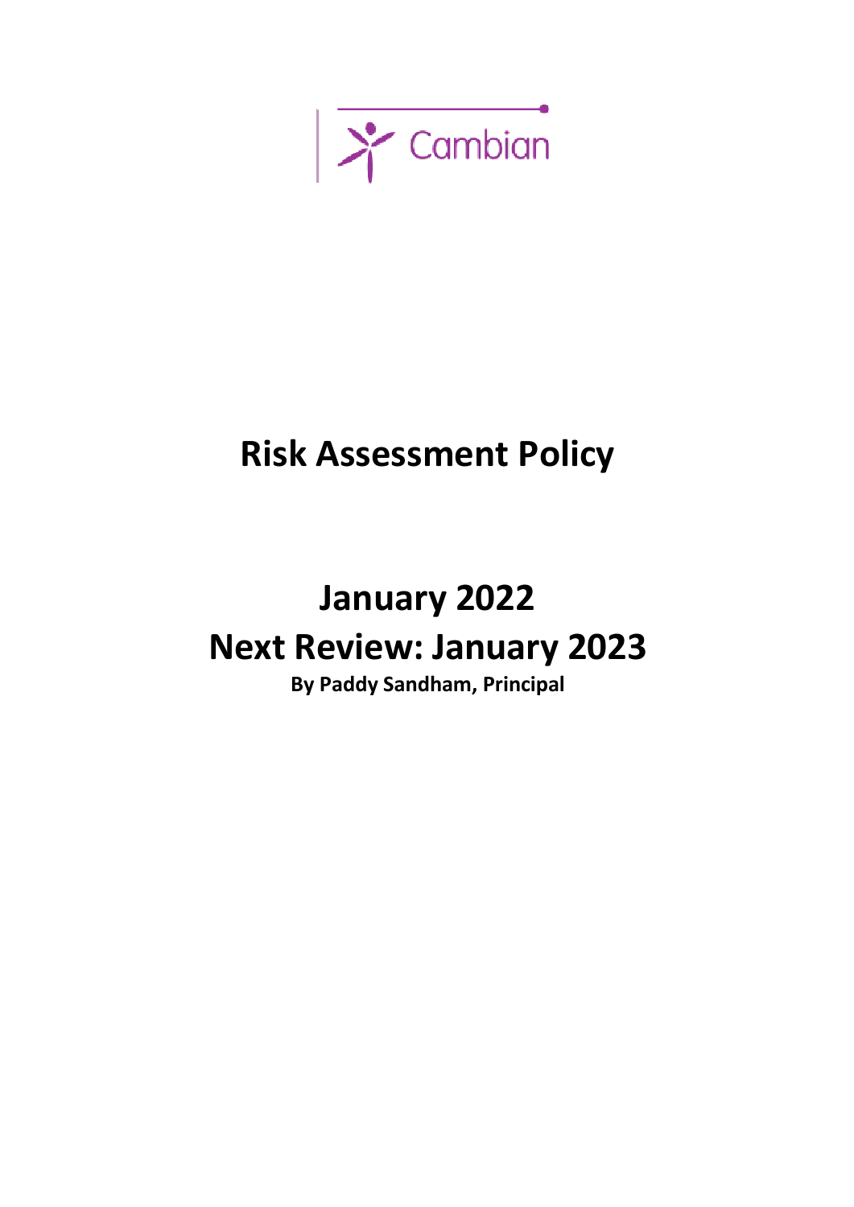Cambian

# Risk Assessment Policy

## January 2022
## Next Review: January 2023

**By Paddy Sandham, Principal**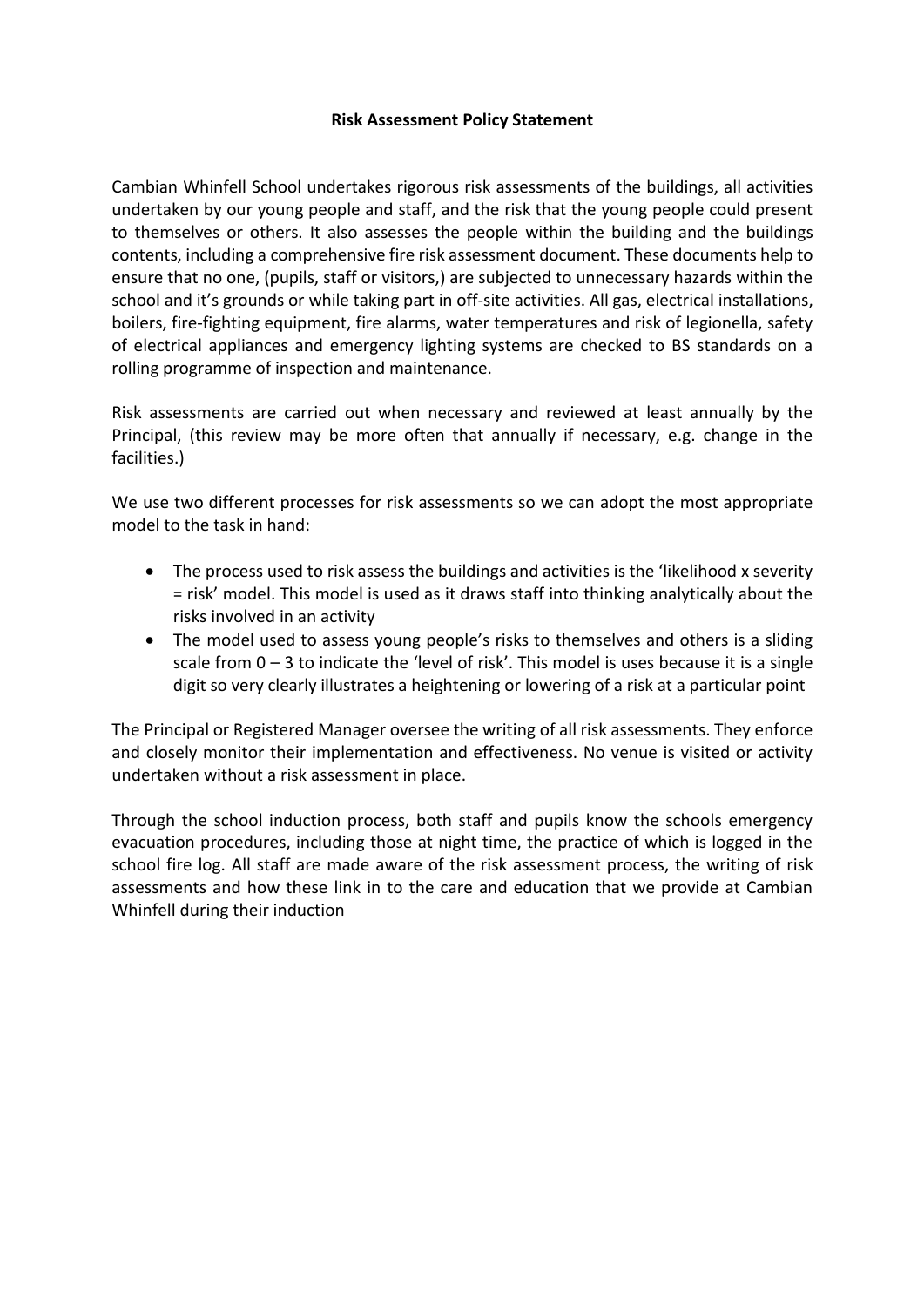**Risk Assessment Policy Statement**

Cambian Whinfell School undertakes rigorous risk assessments of the buildings, all activities undertaken by our young people and staff, and the risk that the young people could present to themselves or others. It also assesses the people within the building and the buildings contents, including a comprehensive fire risk assessment document. These documents help to ensure that no one, (pupils, staff or visitors,) are subjected to unnecessary hazards within the school and it's grounds or while taking part in off-site activities. All gas, electrical installations, boilers, fire-fighting equipment, fire alarms, water temperatures and risk of legionella, safety of electrical appliances and emergency lighting systems are checked to BS standards on a rolling programme of inspection and maintenance.

Risk assessments are carried out when necessary and reviewed at least annually by the Principal, (this review may be more often that annually if necessary, e.g. change in the facilities.)

We use two different processes for risk assessments so we can adopt the most appropriate model to the task in hand:

- The process used to risk assess the buildings and activities is the 'likelihood x severity = risk' model. This model is used as it draws staff into thinking analytically about the risks involved in an activity
- The model used to assess young people's risks to themselves and others is a sliding scale from 0 – 3 to indicate the 'level of risk'. This model is uses because it is a single digit so very clearly illustrates a heightening or lowering of a risk at a particular point

The Principal or Registered Manager oversee the writing of all risk assessments. They enforce and closely monitor their implementation and effectiveness. No venue is visited or activity undertaken without a risk assessment in place.

Through the school induction process, both staff and pupils know the schools emergency evacuation procedures, including those at night time, the practice of which is logged in the school fire log. All staff are made aware of the risk assessment process, the writing of risk assessments and how these link in to the care and education that we provide at Cambian Whinfell during their induction